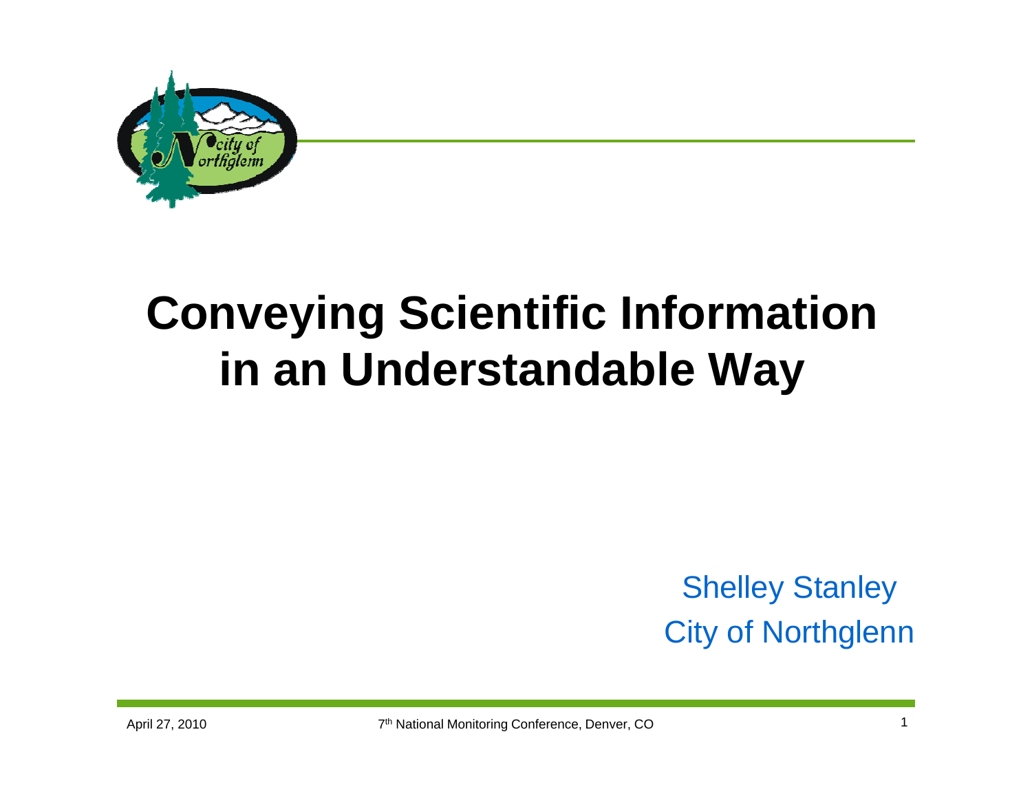# Conveying Scientific Information in an Understandable Way

Shelley Stanley
City of Northglenn

April 27, 2010

7th National Monitoring Conference, Denver, CO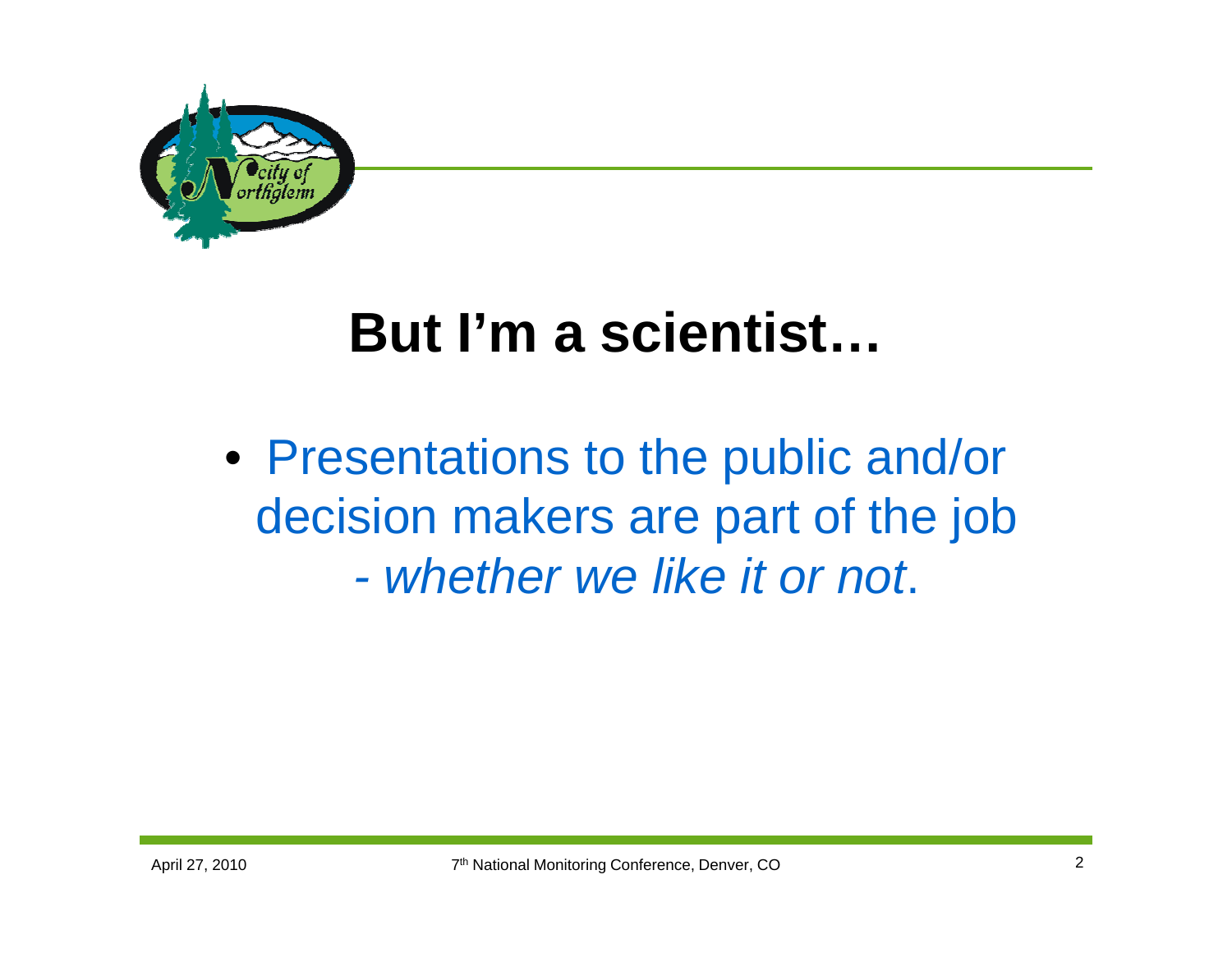# But I'm a scientist…

- Presentations to the public and/or decision makers are part of the job - *whether we like it or not*.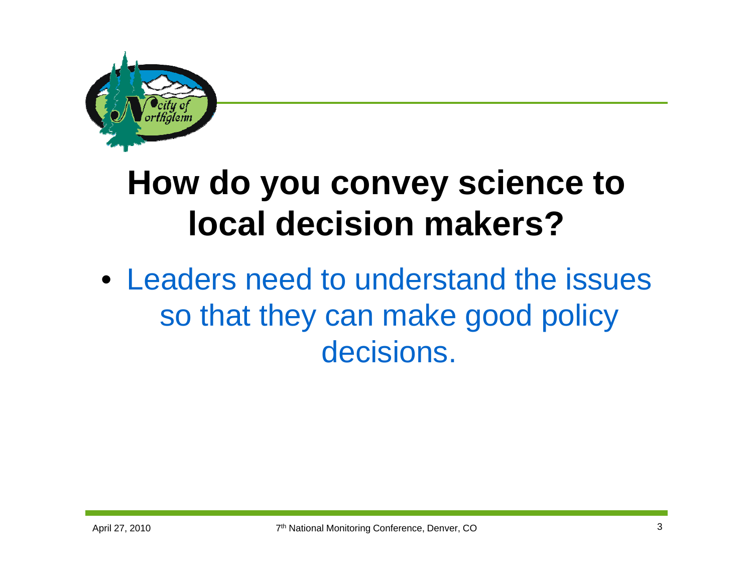# How do you convey science to local decision makers?

- Leaders need to understand the issues so that they can make good policy decisions.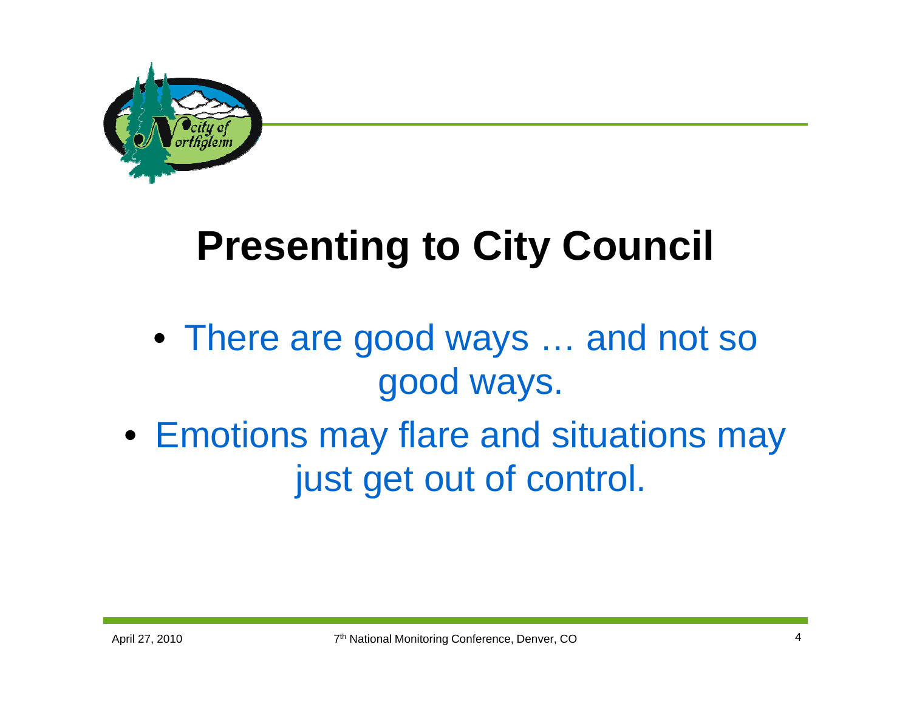# Presenting to City Council

- There are good ways … and not so good ways.
- Emotions may flare and situations may just get out of control.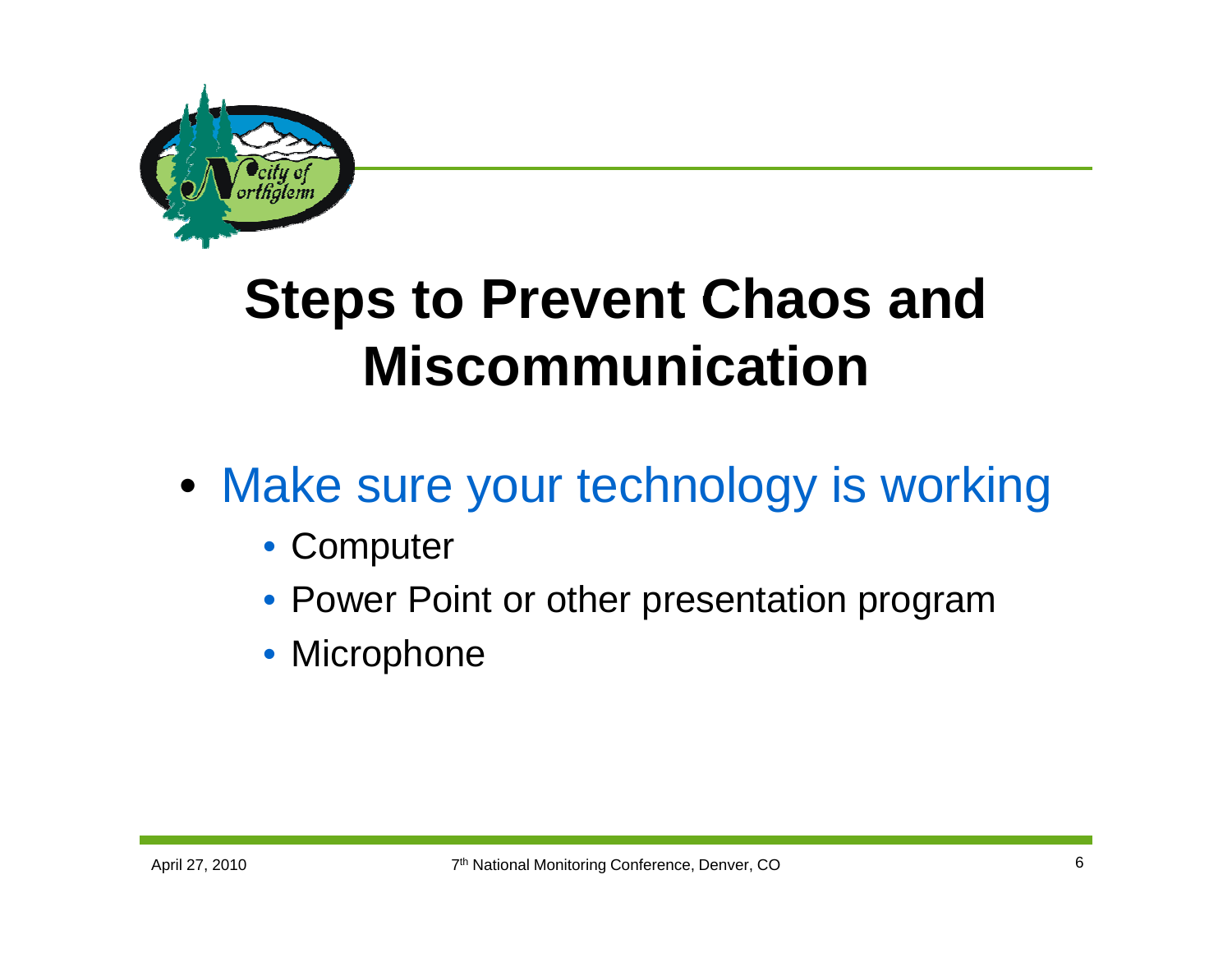# Steps to Prevent Chaos and Miscommunication

- Make sure your technology is working
  - Computer
  - Power Point or other presentation program
  - Microphone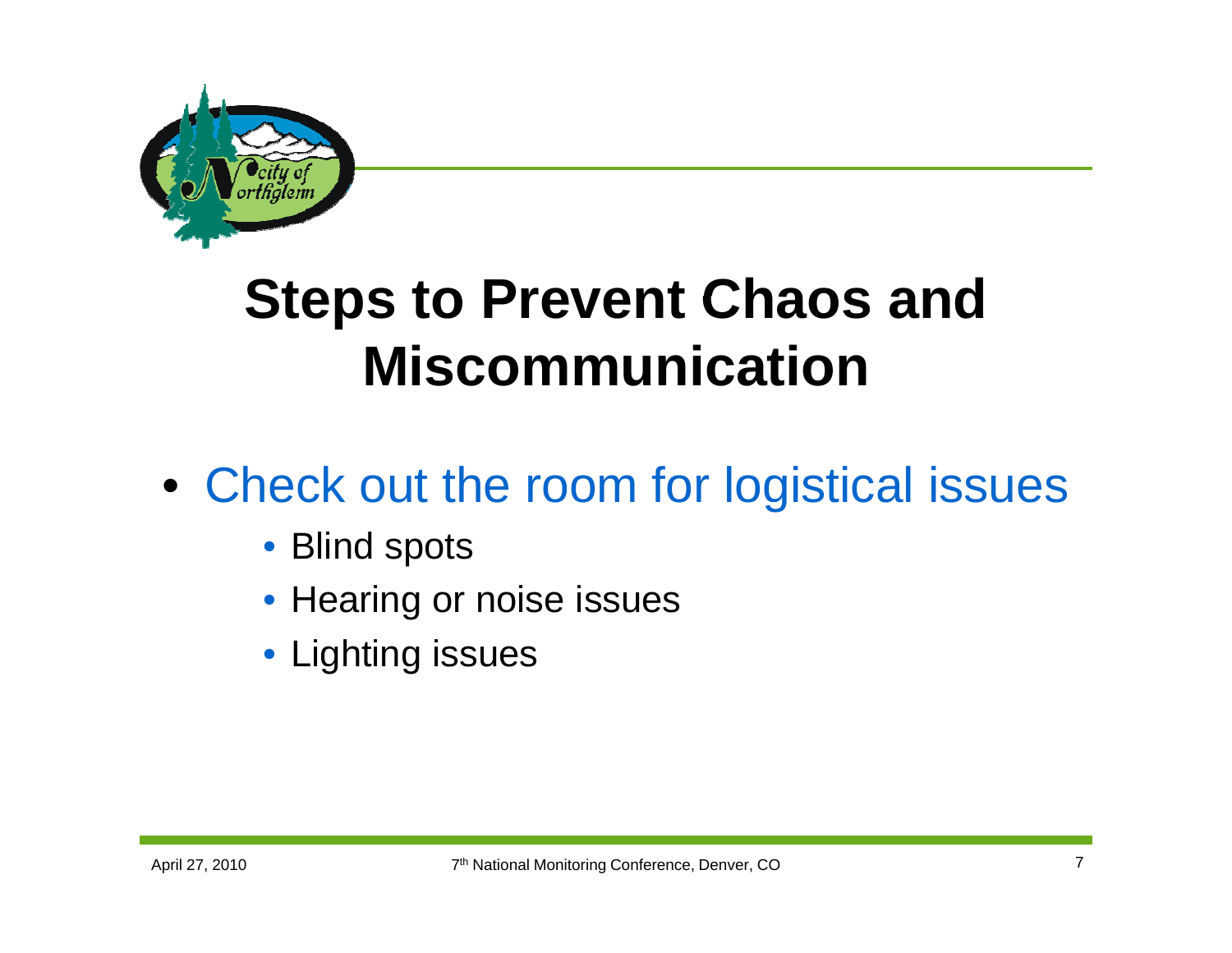# Steps to Prevent Chaos and Miscommunication

- Check out the room for logistical issues
  - Blind spots
  - Hearing or noise issues
  - Lighting issues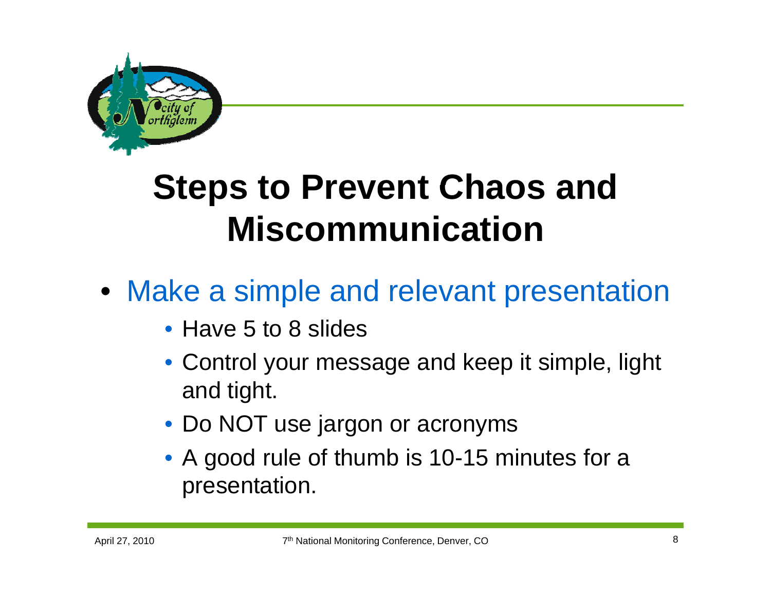# Steps to Prevent Chaos and Miscommunication

- Make a simple and relevant presentation
  - Have 5 to 8 slides
  - Control your message and keep it simple, light and tight.
  - Do NOT use jargon or acronyms
  - A good rule of thumb is 10-15 minutes for a presentation.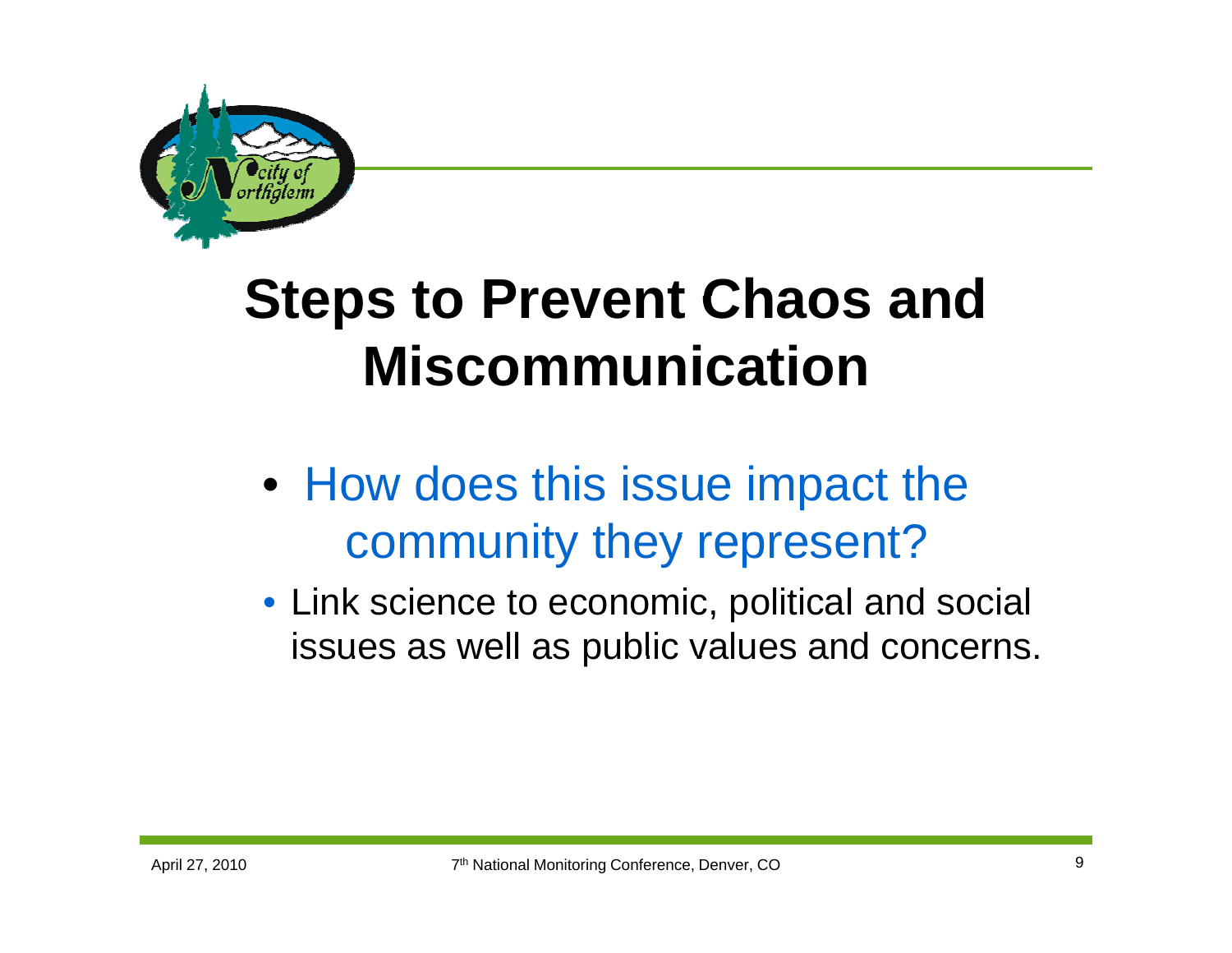# Steps to Prevent Chaos and Miscommunication

- How does this issue impact the community they represent?
- Link science to economic, political and social issues as well as public values and concerns.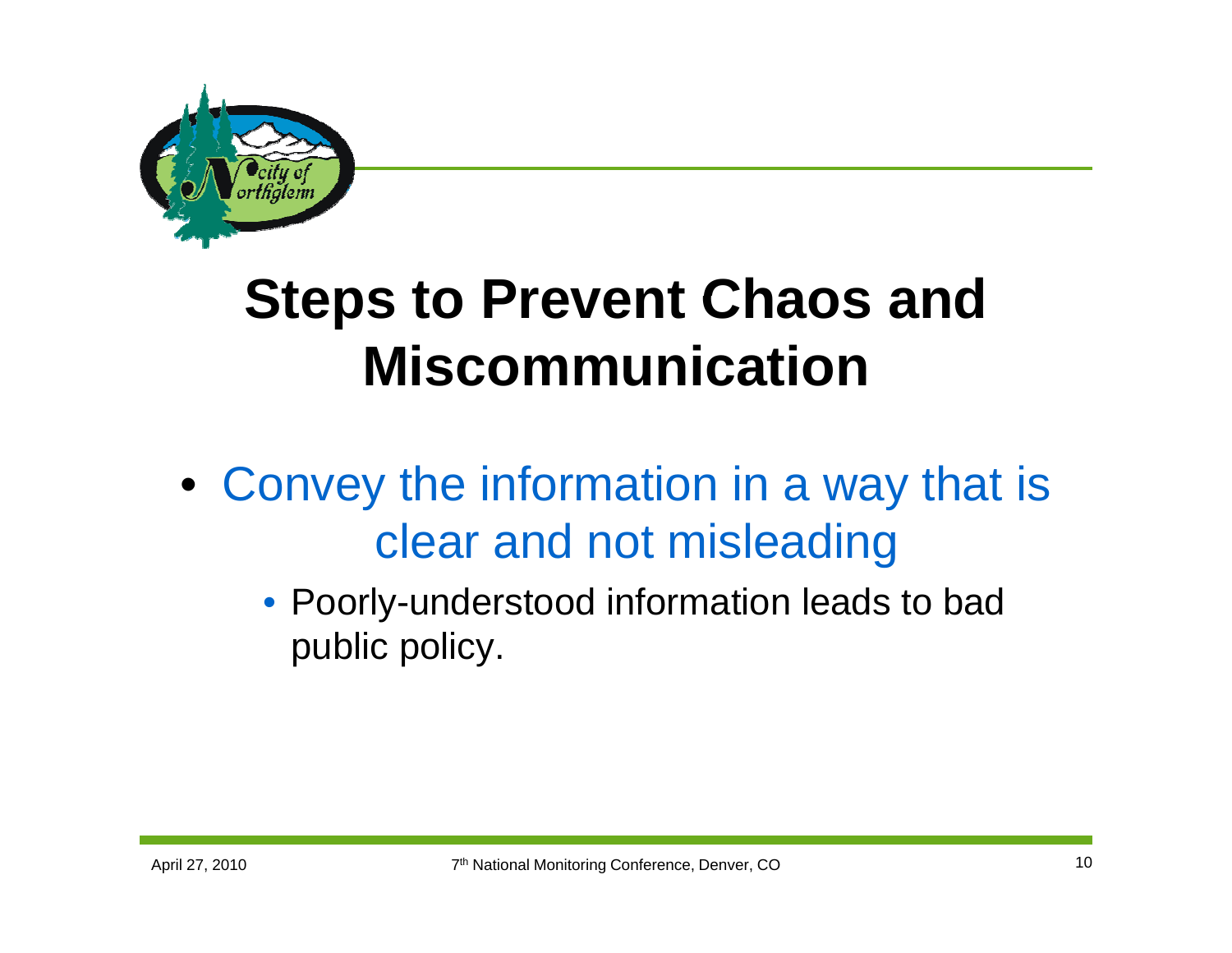# Steps to Prevent Chaos and Miscommunication

- Convey the information in a way that is clear and not misleading
  - Poorly-understood information leads to bad public policy.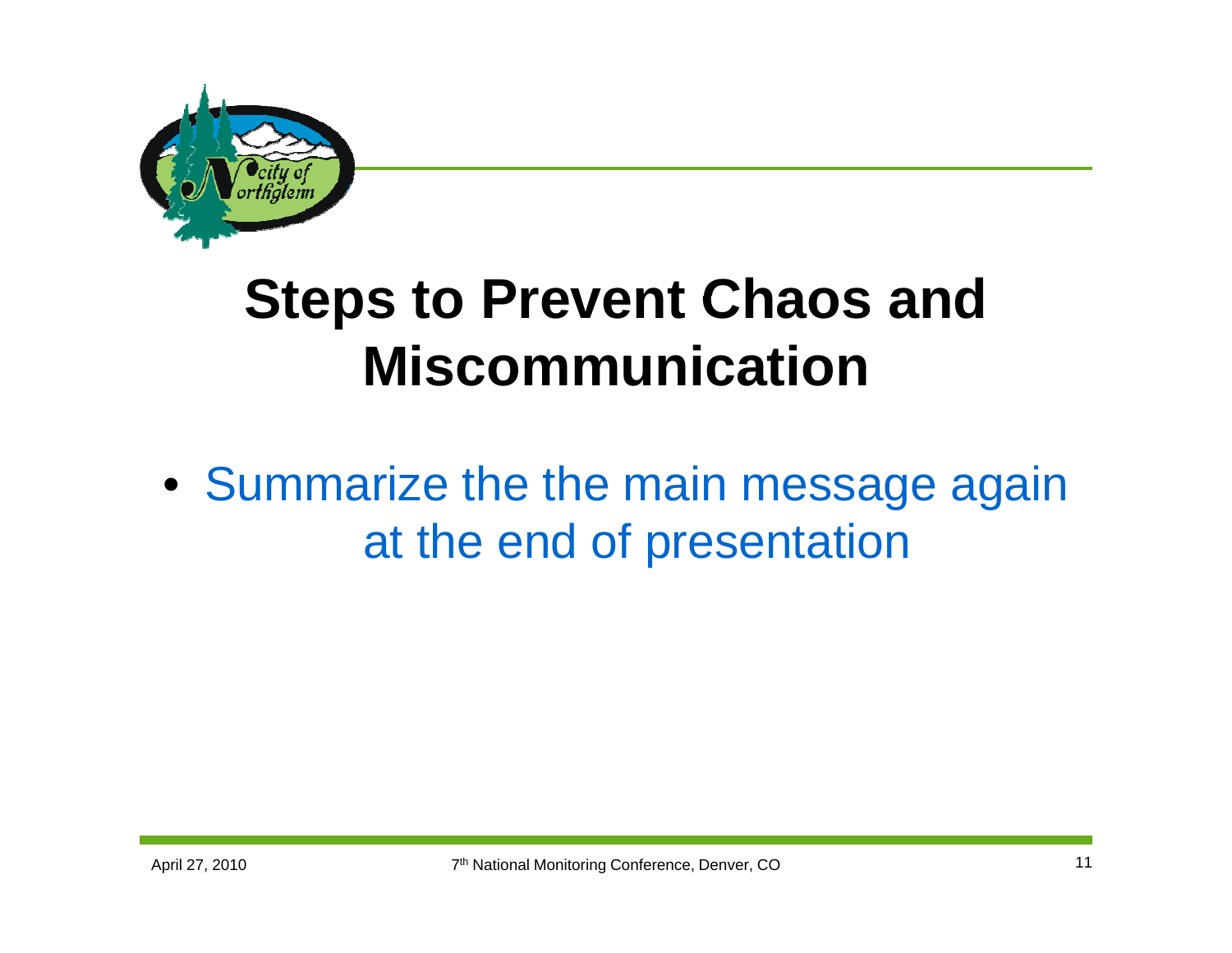# Steps to Prevent Chaos and Miscommunication

- Summarize the the main message again at the end of presentation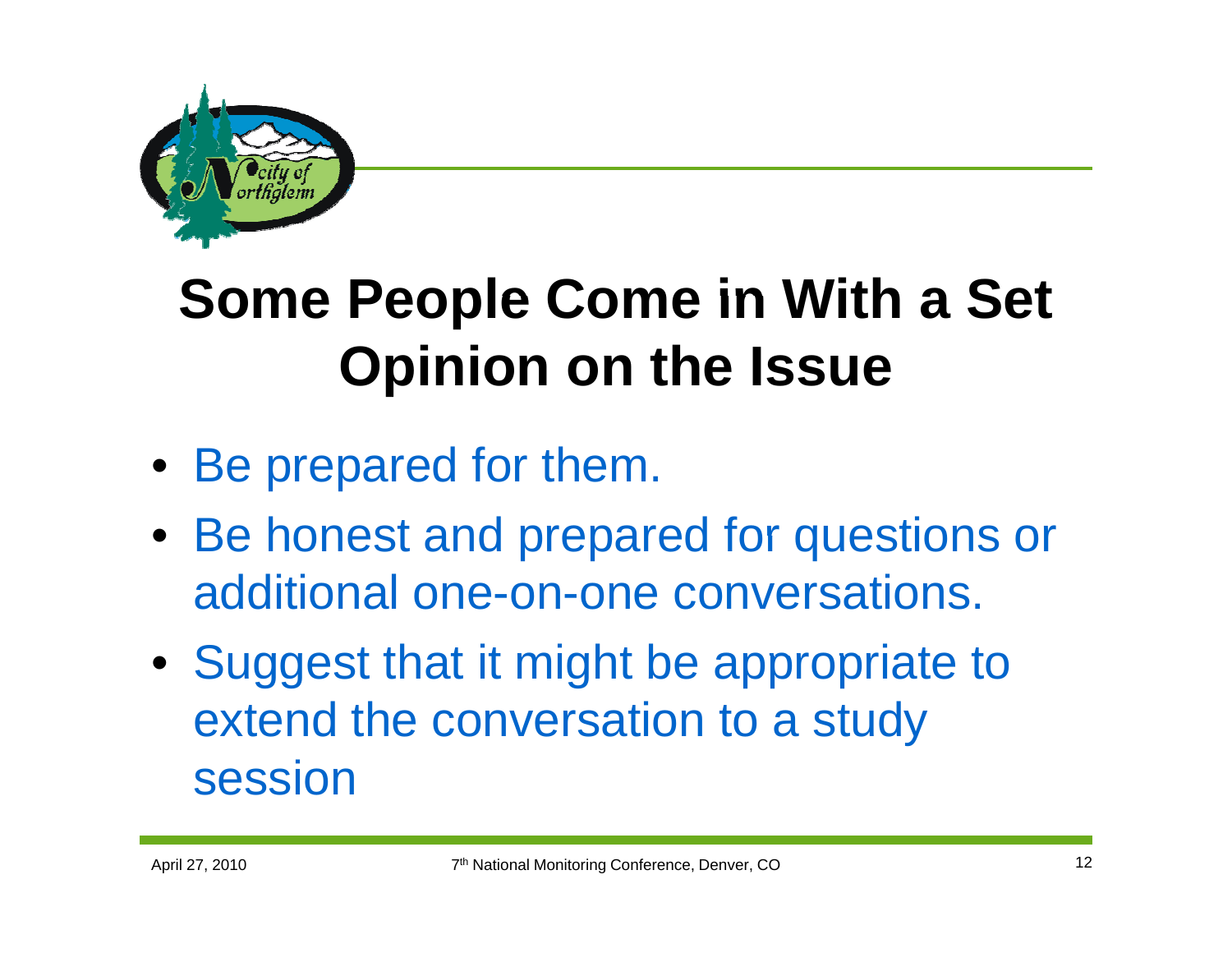# Some People Come in With a Set Opinion on the Issue

- Be prepared for them.
- Be honest and prepared for questions or additional one-on-one conversations.
- Suggest that it might be appropriate to extend the conversation to a study session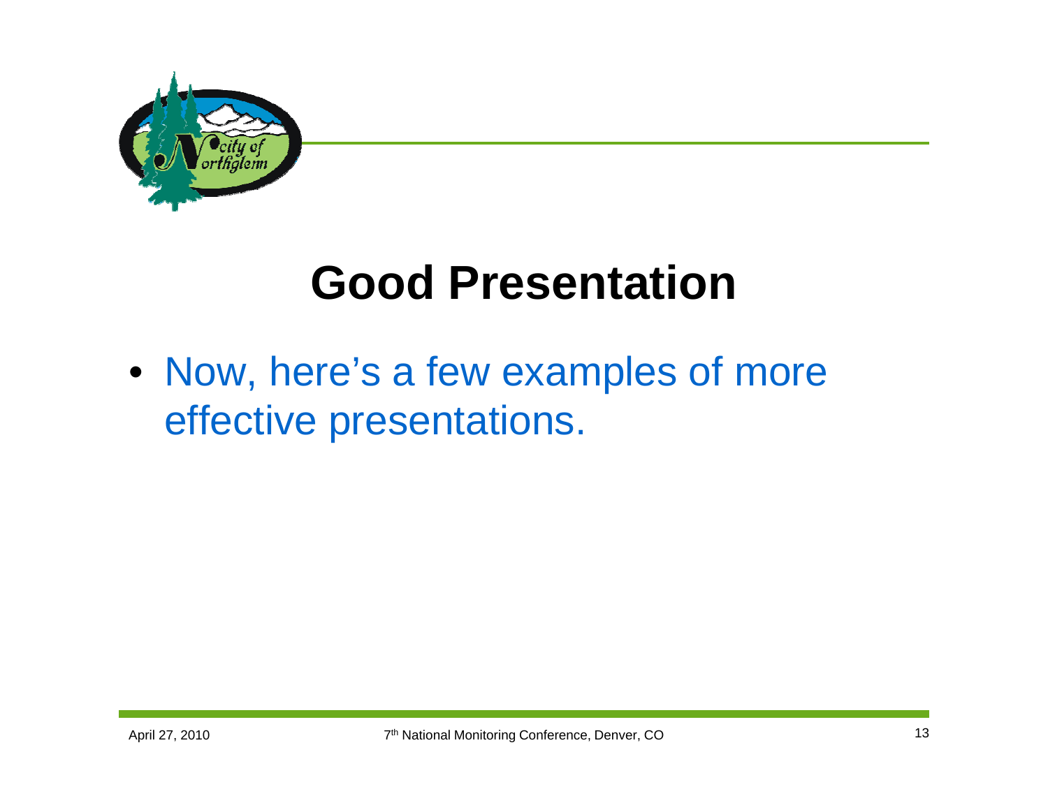# Good Presentation

- Now, here's a few examples of more effective presentations.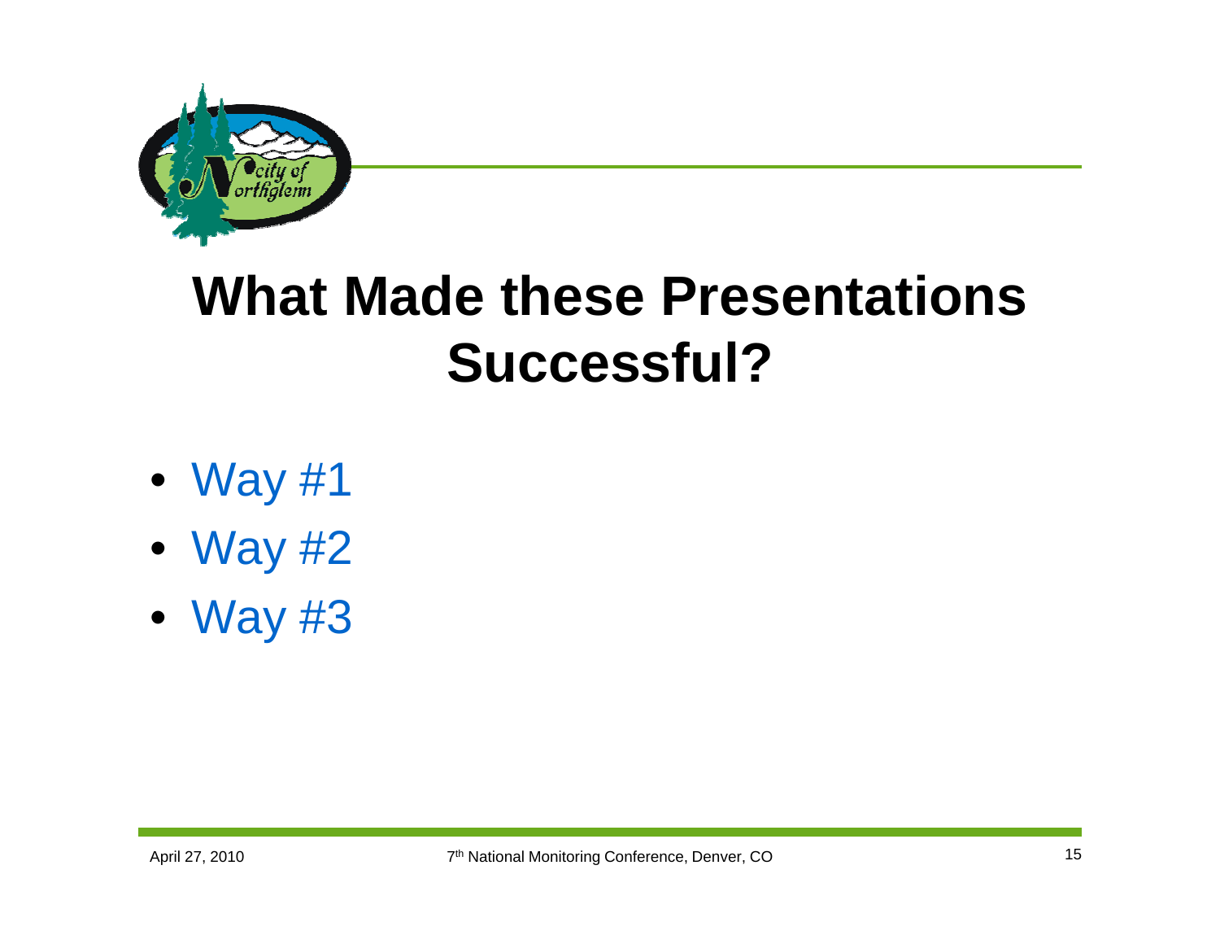# What Made these Presentations Successful?

- Way #1
- Way #2
- Way #3